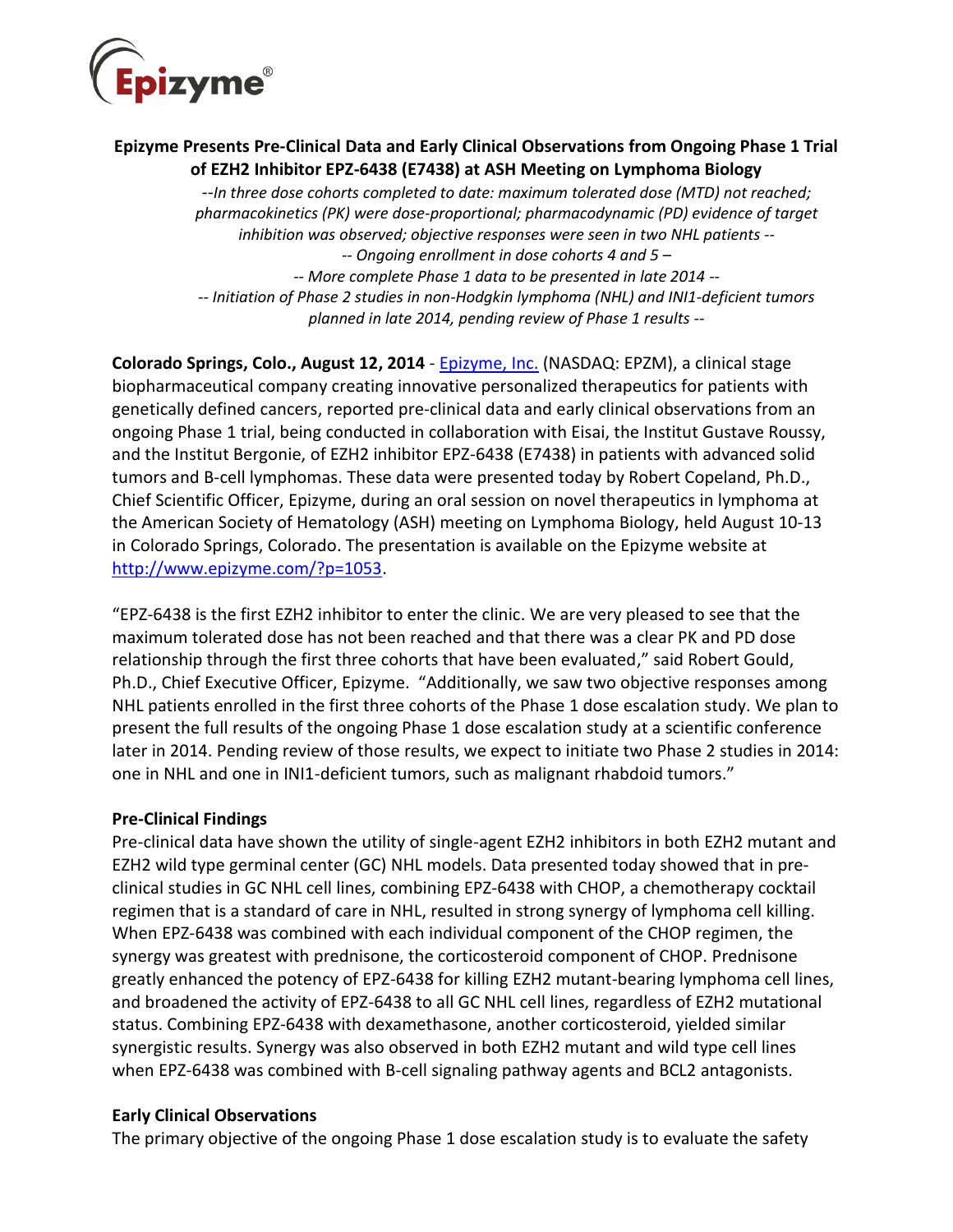Epizyme®

## Epizyme Presents Pre-Clinical Data and Early Clinical Observations from Ongoing Phase 1 Trial of EZH2 Inhibitor EPZ-6438 (E7438) at ASH Meeting on Lymphoma Biology

*--In three dose cohorts completed to date: maximum tolerated dose (MTD) not reached; pharmacokinetics (PK) were dose-proportional; pharmacodynamic (PD) evidence of target inhibition was observed; objective responses were seen in two NHL patients --*

*-- Ongoing enrollment in dose cohorts 4 and 5 –*

*-- More complete Phase 1 data to be presented in late 2014 --*

*-- Initiation of Phase 2 studies in non-Hodgkin lymphoma (NHL) and INI1-deficient tumors planned in late 2014, pending review of Phase 1 results --*

**Colorado Springs, Colo., August 12, 2014** - [Epizyme, Inc.](Epizyme, Inc.) (NASDAQ: EPZM), a clinical stage biopharmaceutical company creating innovative personalized therapeutics for patients with genetically defined cancers, reported pre-clinical data and early clinical observations from an ongoing Phase 1 trial, being conducted in collaboration with Eisai, the Institut Gustave Roussy, and the Institut Bergonie, of EZH2 inhibitor EPZ-6438 (E7438) in patients with advanced solid tumors and B-cell lymphomas. These data were presented today by Robert Copeland, Ph.D., Chief Scientific Officer, Epizyme, during an oral session on novel therapeutics in lymphoma at the American Society of Hematology (ASH) meeting on Lymphoma Biology, held August 10-13 in Colorado Springs, Colorado. The presentation is available on the Epizyme website at http://www.epizyme.com/?p=1053.

"EPZ-6438 is the first EZH2 inhibitor to enter the clinic. We are very pleased to see that the maximum tolerated dose has not been reached and that there was a clear PK and PD dose relationship through the first three cohorts that have been evaluated," said Robert Gould, Ph.D., Chief Executive Officer, Epizyme. "Additionally, we saw two objective responses among NHL patients enrolled in the first three cohorts of the Phase 1 dose escalation study. We plan to present the full results of the ongoing Phase 1 dose escalation study at a scientific conference later in 2014. Pending review of those results, we expect to initiate two Phase 2 studies in 2014: one in NHL and one in INI1-deficient tumors, such as malignant rhabdoid tumors."

### Pre-Clinical Findings

Pre-clinical data have shown the utility of single-agent EZH2 inhibitors in both EZH2 mutant and EZH2 wild type germinal center (GC) NHL models. Data presented today showed that in pre-clinical studies in GC NHL cell lines, combining EPZ-6438 with CHOP, a chemotherapy cocktail regimen that is a standard of care in NHL, resulted in strong synergy of lymphoma cell killing. When EPZ-6438 was combined with each individual component of the CHOP regimen, the synergy was greatest with prednisone, the corticosteroid component of CHOP. Prednisone greatly enhanced the potency of EPZ-6438 for killing EZH2 mutant-bearing lymphoma cell lines, and broadened the activity of EPZ-6438 to all GC NHL cell lines, regardless of EZH2 mutational status. Combining EPZ-6438 with dexamethasone, another corticosteroid, yielded similar synergistic results. Synergy was also observed in both EZH2 mutant and wild type cell lines when EPZ-6438 was combined with B-cell signaling pathway agents and BCL2 antagonists.

### Early Clinical Observations

The primary objective of the ongoing Phase 1 dose escalation study is to evaluate the safety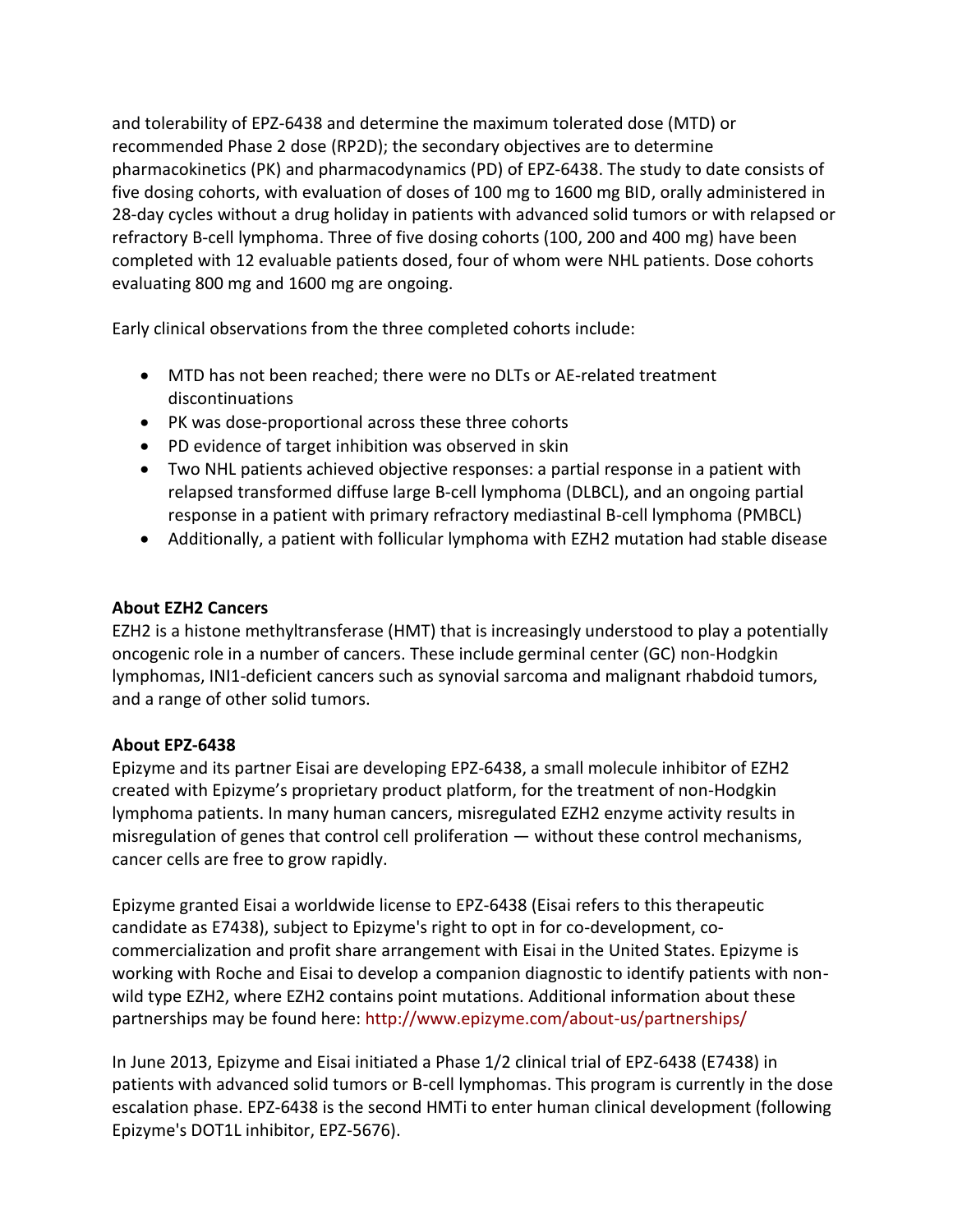and tolerability of EPZ-6438 and determine the maximum tolerated dose (MTD) or recommended Phase 2 dose (RP2D); the secondary objectives are to determine pharmacokinetics (PK) and pharmacodynamics (PD) of EPZ-6438. The study to date consists of five dosing cohorts, with evaluation of doses of 100 mg to 1600 mg BID, orally administered in 28-day cycles without a drug holiday in patients with advanced solid tumors or with relapsed or refractory B-cell lymphoma. Three of five dosing cohorts (100, 200 and 400 mg) have been completed with 12 evaluable patients dosed, four of whom were NHL patients. Dose cohorts evaluating 800 mg and 1600 mg are ongoing.

Early clinical observations from the three completed cohorts include:

- MTD has not been reached; there were no DLTs or AE-related treatment discontinuations
- PK was dose-proportional across these three cohorts
- PD evidence of target inhibition was observed in skin
- Two NHL patients achieved objective responses: a partial response in a patient with relapsed transformed diffuse large B-cell lymphoma (DLBCL), and an ongoing partial response in a patient with primary refractory mediastinal B-cell lymphoma (PMBCL)
- Additionally, a patient with follicular lymphoma with EZH2 mutation had stable disease

**About EZH2 Cancers**

EZH2 is a histone methyltransferase (HMT) that is increasingly understood to play a potentially oncogenic role in a number of cancers. These include germinal center (GC) non-Hodgkin lymphomas, INI1-deficient cancers such as synovial sarcoma and malignant rhabdoid tumors, and a range of other solid tumors.

**About EPZ-6438**

Epizyme and its partner Eisai are developing EPZ-6438, a small molecule inhibitor of EZH2 created with Epizyme's proprietary product platform, for the treatment of non-Hodgkin lymphoma patients. In many human cancers, misregulated EZH2 enzyme activity results in misregulation of genes that control cell proliferation — without these control mechanisms, cancer cells are free to grow rapidly.

Epizyme granted Eisai a worldwide license to EPZ-6438 (Eisai refers to this therapeutic candidate as E7438), subject to Epizyme's right to opt in for co-development, co-commercialization and profit share arrangement with Eisai in the United States. Epizyme is working with Roche and Eisai to develop a companion diagnostic to identify patients with non-wild type EZH2, where EZH2 contains point mutations. Additional information about these partnerships may be found here: http://www.epizyme.com/about-us/partnerships/

In June 2013, Epizyme and Eisai initiated a Phase 1/2 clinical trial of EPZ-6438 (E7438) in patients with advanced solid tumors or B-cell lymphomas. This program is currently in the dose escalation phase. EPZ-6438 is the second HMTi to enter human clinical development (following Epizyme's DOT1L inhibitor, EPZ-5676).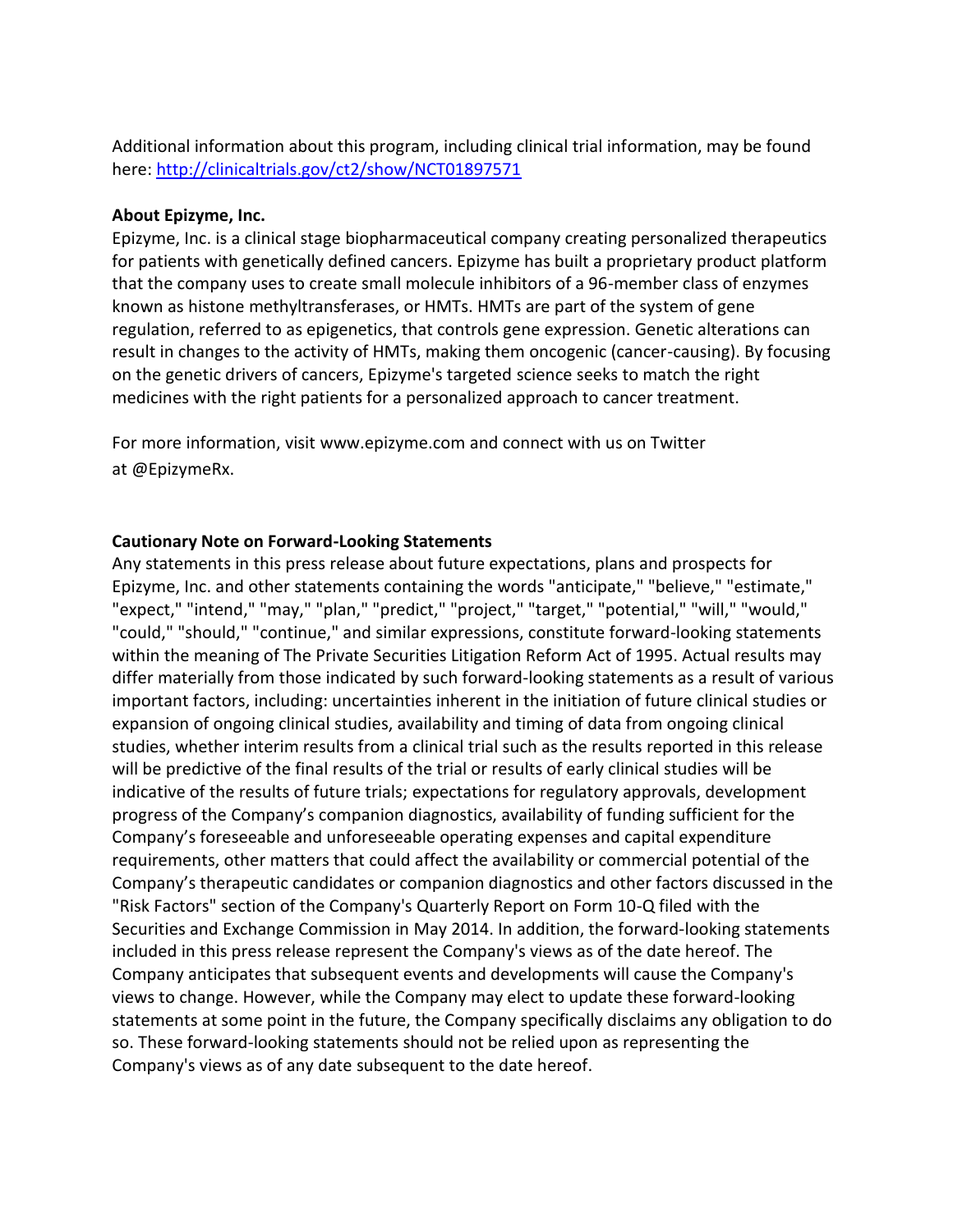Additional information about this program, including clinical trial information, may be found here: [http://clinicaltrials.gov/ct2/show/NCT01897571](http://clinicaltrials.gov/ct2/show/NCT01897571)

**About Epizyme, Inc.**

Epizyme, Inc. is a clinical stage biopharmaceutical company creating personalized therapeutics for patients with genetically defined cancers. Epizyme has built a proprietary product platform that the company uses to create small molecule inhibitors of a 96-member class of enzymes known as histone methyltransferases, or HMTs. HMTs are part of the system of gene regulation, referred to as epigenetics, that controls gene expression. Genetic alterations can result in changes to the activity of HMTs, making them oncogenic (cancer-causing). By focusing on the genetic drivers of cancers, Epizyme's targeted science seeks to match the right medicines with the right patients for a personalized approach to cancer treatment.

For more information, visit www.epizyme.com and connect with us on Twitter at @EpizymeRx.

**Cautionary Note on Forward-Looking Statements**

Any statements in this press release about future expectations, plans and prospects for Epizyme, Inc. and other statements containing the words "anticipate," "believe," "estimate," "expect," "intend," "may," "plan," "predict," "project," "target," "potential," "will," "would," "could," "should," "continue," and similar expressions, constitute forward-looking statements within the meaning of The Private Securities Litigation Reform Act of 1995. Actual results may differ materially from those indicated by such forward-looking statements as a result of various important factors, including: uncertainties inherent in the initiation of future clinical studies or expansion of ongoing clinical studies, availability and timing of data from ongoing clinical studies, whether interim results from a clinical trial such as the results reported in this release will be predictive of the final results of the trial or results of early clinical studies will be indicative of the results of future trials; expectations for regulatory approvals, development progress of the Company's companion diagnostics, availability of funding sufficient for the Company's foreseeable and unforeseeable operating expenses and capital expenditure requirements, other matters that could affect the availability or commercial potential of the Company's therapeutic candidates or companion diagnostics and other factors discussed in the "Risk Factors" section of the Company's Quarterly Report on Form 10-Q filed with the Securities and Exchange Commission in May 2014. In addition, the forward-looking statements included in this press release represent the Company's views as of the date hereof. The Company anticipates that subsequent events and developments will cause the Company's views to change. However, while the Company may elect to update these forward-looking statements at some point in the future, the Company specifically disclaims any obligation to do so. These forward-looking statements should not be relied upon as representing the Company's views as of any date subsequent to the date hereof.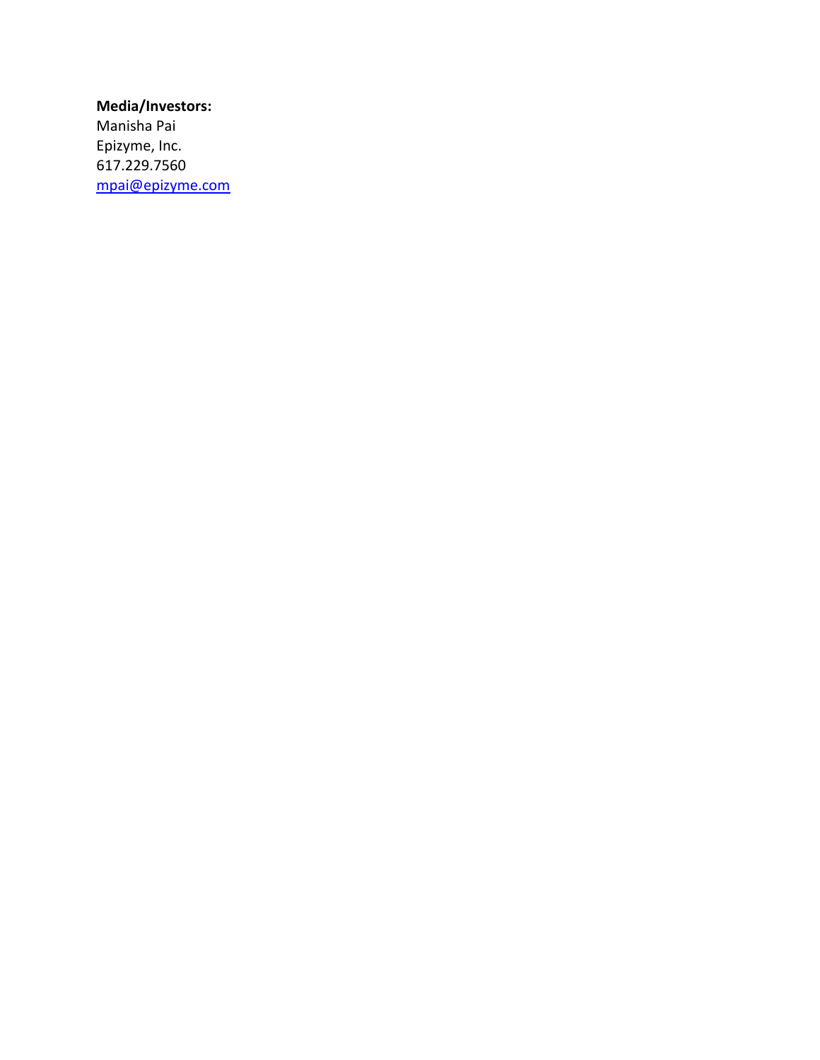**Media/Investors:**
Manisha Pai
Epizyme, Inc.
617.229.7560
mpai@epizyme.com